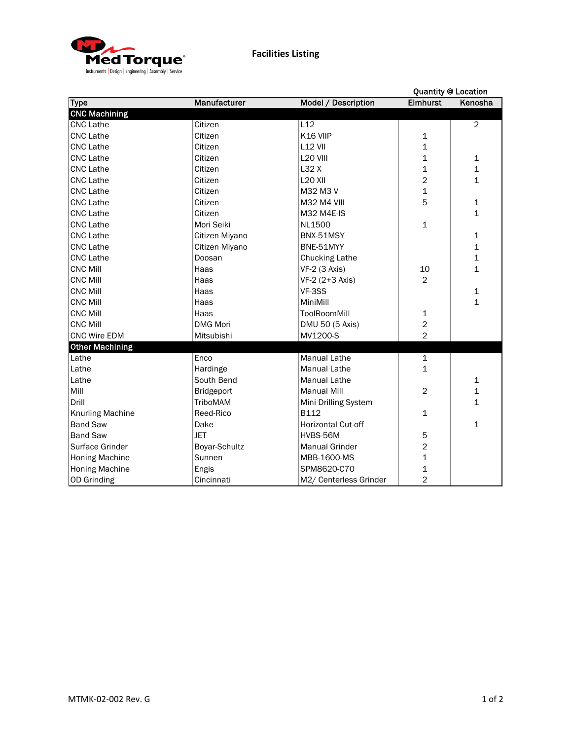MedTorque
Instruments | Design | Engineering | Assembly | Service

# Facilities Listing

| Type | Manufacturer | Model / Description | Quantity @ Location | |
|---|---|---|---|---|
| | | | Elmhurst | Kenosha |
| **CNC Machining** | | | | |
| CNC Lathe | Citizen | L12 | | 2 |
| CNC Lathe | Citizen | K16 VIIP | 1 | |
| CNC Lathe | Citizen | L12 VII | 1 | |
| CNC Lathe | Citizen | L20 VIII | 1 | 1 |
| CNC Lathe | Citizen | L32 X | 1 | 1 |
| CNC Lathe | Citizen | L20 XII | 2 | 1 |
| CNC Lathe | Citizen | M32 M3 V | 1 | |
| CNC Lathe | Citizen | M32 M4 VIII | 5 | 1 |
| CNC Lathe | Citizen | M32 M4E-IS | | 1 |
| CNC Lathe | Mori Seiki | NL1500 | 1 | |
| CNC Lathe | Citizen Miyano | BNX-51MSY | | 1 |
| CNC Lathe | Citizen Miyano | BNE-51MYY | | 1 |
| CNC Lathe | Doosan | Chucking Lathe | | 1 |
| CNC Mill | Haas | VF-2 (3 Axis) | 10 | 1 |
| CNC Mill | Haas | VF-2 (2+3 Axis) | 2 | |
| CNC Mill | Haas | VF-3SS | | 1 |
| CNC Mill | Haas | MiniMill | | 1 |
| CNC Mill | Haas | ToolRoomMill | 1 | |
| CNC Mill | DMG Mori | DMU 50 (5 Axis) | 2 | |
| CNC Wire EDM | Mitsubishi | MV1200-S | 2 | |
| **Other Machining** | | | | |
| Lathe | Enco | Manual Lathe | 1 | |
| Lathe | Hardinge | Manual Lathe | 1 | |
| Lathe | South Bend | Manual Lathe | | 1 |
| Mill | Bridgeport | Manual Mill | 2 | 1 |
| Drill | TriboMAM | Mini Drilling System | | 1 |
| Knurling Machine | Reed-Rico | B112 | 1 | |
| Band Saw | Dake | Horizontal Cut-off | | 1 |
| Band Saw | JET | HVBS-56M | 5 | |
| Surface Grinder | Boyar-Schultz | Manual Grinder | 2 | |
| Honing Machine | Sunnen | MBB-1600-MS | 1 | |
| Honing Machine | Engis | SPM8620-C70 | 1 | |
| OD Grinding | Cincinnati | M2/ Centerless Grinder | 2 | |

MTMK-02-002 Rev. G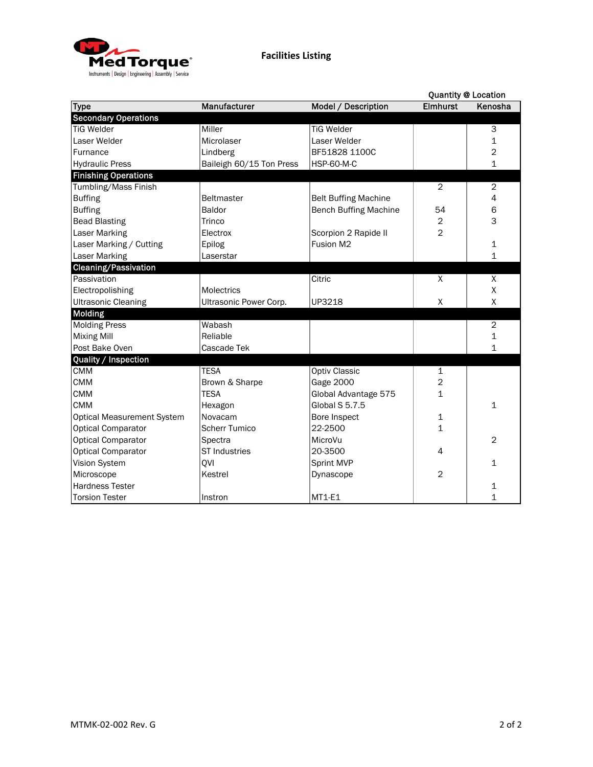# Facilities Listing

| Type | Manufacturer | Model / Description | Quantity @ Location | |
|---|---|---|---|---|
| | | | Elmhurst | Kenosha |
| **Secondary Operations** | | | | |
| TiG Welder | Miller | TiG Welder | | 3 |
| Laser Welder | Microlaser | Laser Welder | | 1 |
| Furnance | Lindberg | BF51828 1100C | | 2 |
| Hydraulic Press | Baileigh 60/15 Ton Press | HSP-60-M-C | | 1 |
| **Finishing Operations** | | | | |
| Tumbling/Mass Finish | | | 2 | 2 |
| Buffing | Beltmaster | Belt Buffing Machine | | 4 |
| Buffing | Baldor | Bench Buffing Machine | 54 | 6 |
| Bead Blasting | Trinco | | 2 | 3 |
| Laser Marking | Electrox | Scorpion 2 Rapide II | 2 | |
| Laser Marking / Cutting | Epilog | Fusion M2 | | 1 |
| Laser Marking | Laserstar | | | 1 |
| **Cleaning/Passivation** | | | | |
| Passivation | | Citric | X | X |
| Electropolishing | Molectrics | | | X |
| Ultrasonic Cleaning | Ultrasonic Power Corp. | UP3218 | X | X |
| **Molding** | | | | |
| Molding Press | Wabash | | | 2 |
| Mixing Mill | Reliable | | | 1 |
| Post Bake Oven | Cascade Tek | | | 1 |
| **Quality / Inspection** | | | | |
| CMM | TESA | Optiv Classic | 1 | |
| CMM | Brown & Sharpe | Gage 2000 | 2 | |
| CMM | TESA | Global Advantage 575 | 1 | |
| CMM | Hexagon | Global S 5.7.5 | | 1 |
| Optical Measurement System | Novacam | Bore Inspect | 1 | |
| Optical Comparator | Scherr Tumico | 22-2500 | 1 | |
| Optical Comparator | Spectra | MicroVu | | 2 |
| Optical Comparator | ST Industries | 20-3500 | 4 | |
| Vision System | QVI | Sprint MVP | | 1 |
| Microscope | Kestrel | Dynascope | 2 | |
| Hardness Tester | | | | 1 |
| Torsion Tester | Instron | MT1-E1 | | 1 |

MTMK-02-002 Rev. G